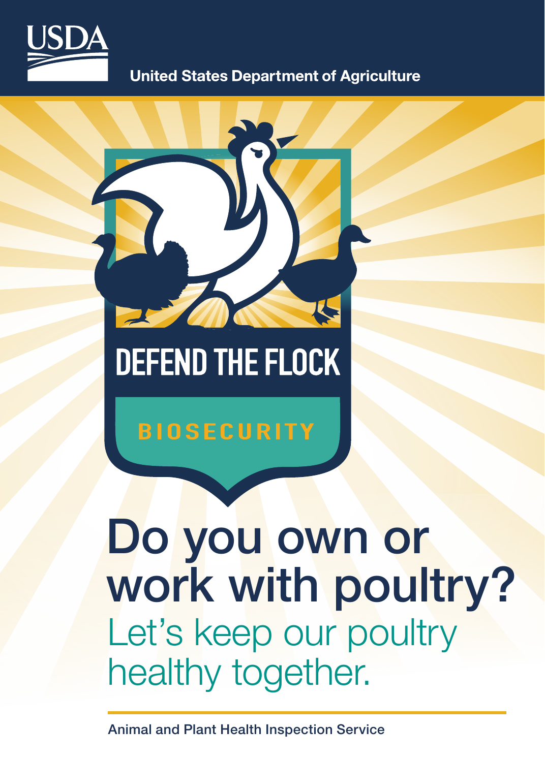USDA

United States Department of Agriculture

# DEFEND THE FLOCK

BIOSECURITY

# Do you own or work with poultry?

## Let's keep our poultry healthy together.

Animal and Plant Health Inspection Service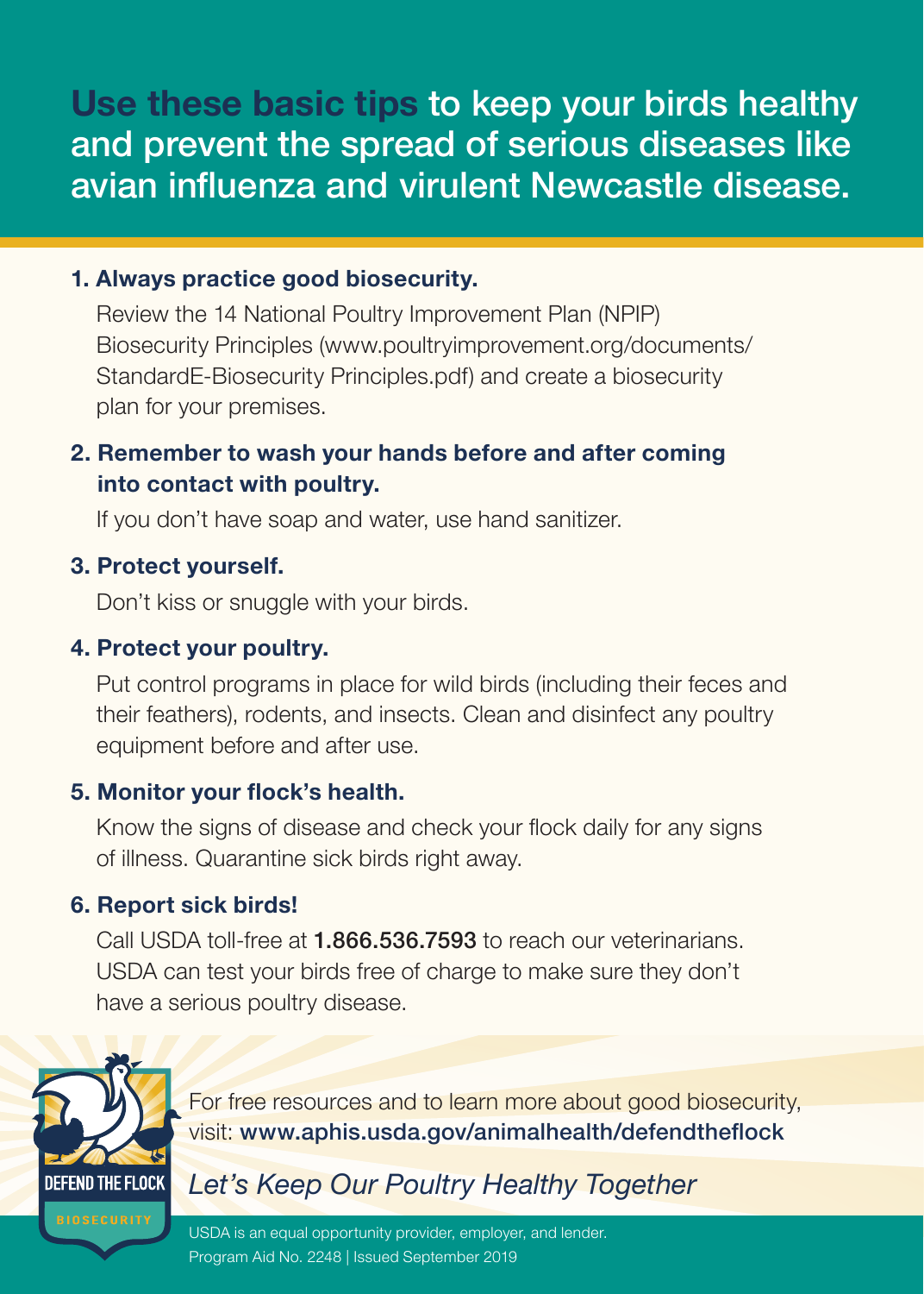# **Use these basic tips** to keep your birds healthy and prevent the spread of serious diseases like avian influenza and virulent Newcastle disease.

1. **Always practice good biosecurity.**

   Review the 14 National Poultry Improvement Plan (NPIP) Biosecurity Principles (www.poultryimprovement.org/documents/StandardE-Biosecurity Principles.pdf) and create a biosecurity plan for your premises.

2. **Remember to wash your hands before and after coming into contact with poultry.**

   If you don't have soap and water, use hand sanitizer.

3. **Protect yourself.**

   Don't kiss or snuggle with your birds.

4. **Protect your poultry.**

   Put control programs in place for wild birds (including their feces and their feathers), rodents, and insects. Clean and disinfect any poultry equipment before and after use.

5. **Monitor your flock's health.**

   Know the signs of disease and check your flock daily for any signs of illness. Quarantine sick birds right away.

6. **Report sick birds!**

   Call USDA toll-free at **1.866.536.7593** to reach our veterinarians. USDA can test your birds free of charge to make sure they don't have a serious poultry disease.

DEFEND THE FLOCK

BIOSECURITY

For free resources and to learn more about good biosecurity, visit: **www.aphis.usda.gov/animalhealth/defendtheflock**

*Let's Keep Our Poultry Healthy Together*

USDA is an equal opportunity provider, employer, and lender.
Program Aid No. 2248 | Issued September 2019